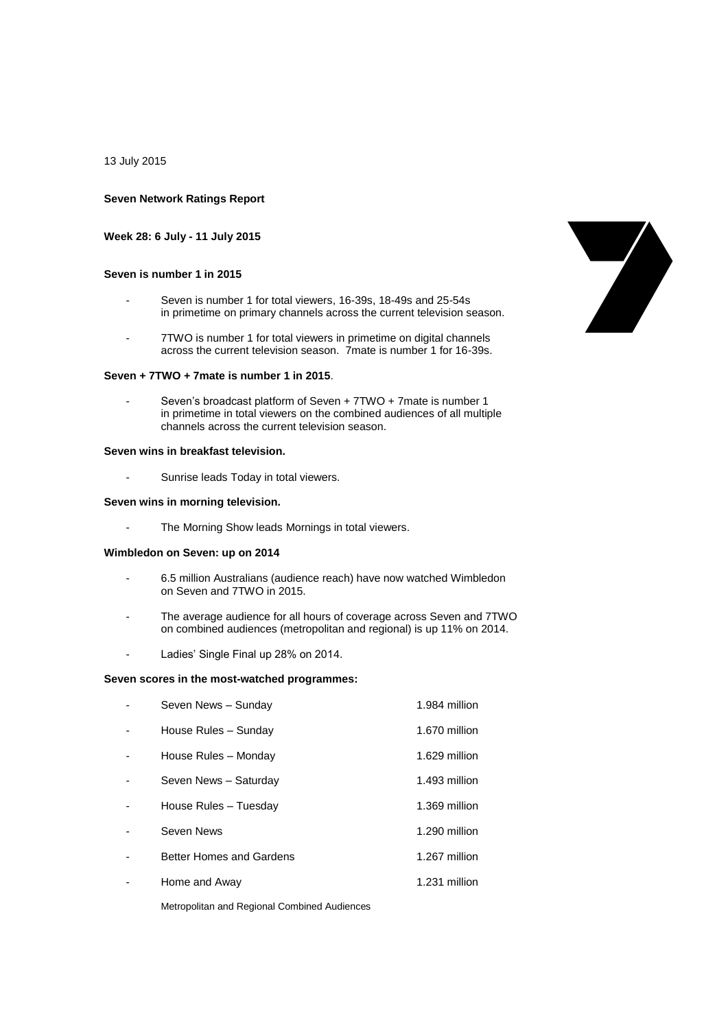13 July 2015

**Seven Network Ratings Report**

**Week 28: 6 July - 11 July 2015**

**Seven is number 1 in 2015**

- Seven is number 1 for total viewers, 16-39s, 18-49s and 25-54s in primetime on primary channels across the current television season.
- 7TWO is number 1 for total viewers in primetime on digital channels across the current television season. 7mate is number 1 for 16-39s.

**Seven + 7TWO + 7mate is number 1 in 2015**.

- Seven's broadcast platform of Seven + 7TWO + 7mate is number 1 in primetime in total viewers on the combined audiences of all multiple channels across the current television season.

**Seven wins in breakfast television.**

- Sunrise leads Today in total viewers.

**Seven wins in morning television.**

- The Morning Show leads Mornings in total viewers.

**Wimbledon on Seven: up on 2014**

- 6.5 million Australians (audience reach) have now watched Wimbledon on Seven and 7TWO in 2015.
- The average audience for all hours of coverage across Seven and 7TWO on combined audiences (metropolitan and regional) is up 11% on 2014.
- Ladies' Single Final up 28% on 2014.

**Seven scores in the most-watched programmes:**

| | Programme | Audience |
|---|---|---|
| - | Seven News – Sunday | 1.984 million |
| - | House Rules – Sunday | 1.670 million |
| - | House Rules – Monday | 1.629 million |
| - | Seven News – Saturday | 1.493 million |
| - | House Rules – Tuesday | 1.369 million |
| - | Seven News | 1.290 million |
| - | Better Homes and Gardens | 1.267 million |
| - | Home and Away | 1.231 million |

Metropolitan and Regional Combined Audiences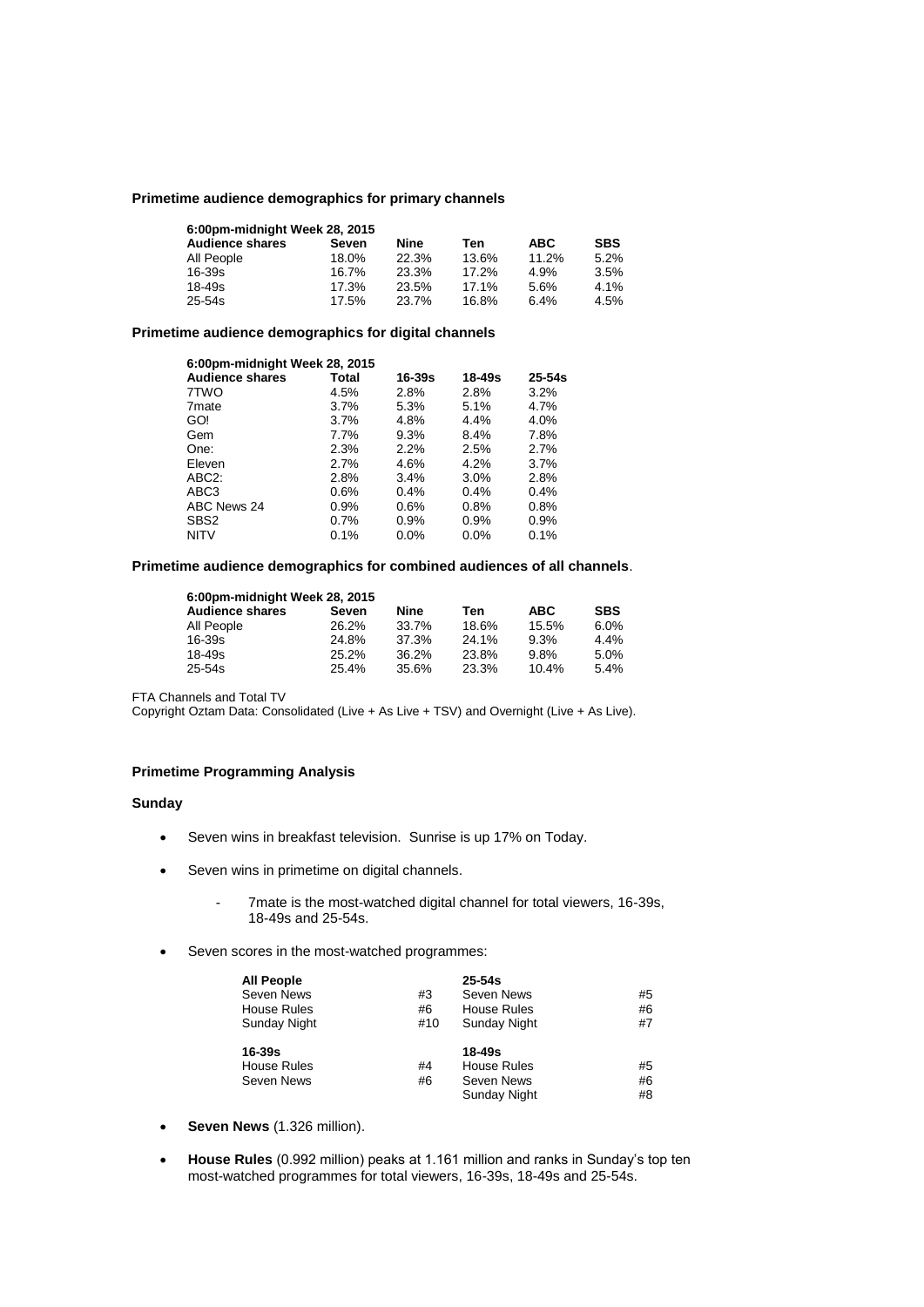**Primetime audience demographics for primary channels**

| 6:00pm-midnight Week 28, 2015 | | | | | |
|---|---|---|---|---|---|
| **Audience shares** | **Seven** | **Nine** | **Ten** | **ABC** | **SBS** |
| All People | 18.0% | 22.3% | 13.6% | 11.2% | 5.2% |
| 16-39s | 16.7% | 23.3% | 17.2% | 4.9% | 3.5% |
| 18-49s | 17.3% | 23.5% | 17.1% | 5.6% | 4.1% |
| 25-54s | 17.5% | 23.7% | 16.8% | 6.4% | 4.5% |

**Primetime audience demographics for digital channels**

| 6:00pm-midnight Week 28, 2015 | | | | |
|---|---|---|---|---|
| **Audience shares** | **Total** | **16-39s** | **18-49s** | **25-54s** |
| 7TWO | 4.5% | 2.8% | 2.8% | 3.2% |
| 7mate | 3.7% | 5.3% | 5.1% | 4.7% |
| GO! | 3.7% | 4.8% | 4.4% | 4.0% |
| Gem | 7.7% | 9.3% | 8.4% | 7.8% |
| One: | 2.3% | 2.2% | 2.5% | 2.7% |
| Eleven | 2.7% | 4.6% | 4.2% | 3.7% |
| ABC2: | 2.8% | 3.4% | 3.0% | 2.8% |
| ABC3 | 0.6% | 0.4% | 0.4% | 0.4% |
| ABC News 24 | 0.9% | 0.6% | 0.8% | 0.8% |
| SBS2 | 0.7% | 0.9% | 0.9% | 0.9% |
| NITV | 0.1% | 0.0% | 0.0% | 0.1% |

**Primetime audience demographics for combined audiences of all channels**.

| 6:00pm-midnight Week 28, 2015 | | | | | |
|---|---|---|---|---|---|
| **Audience shares** | **Seven** | **Nine** | **Ten** | **ABC** | **SBS** |
| All People | 26.2% | 33.7% | 18.6% | 15.5% | 6.0% |
| 16-39s | 24.8% | 37.3% | 24.1% | 9.3% | 4.4% |
| 18-49s | 25.2% | 36.2% | 23.8% | 9.8% | 5.0% |
| 25-54s | 25.4% | 35.6% | 23.3% | 10.4% | 5.4% |

FTA Channels and Total TV
Copyright Oztam Data: Consolidated (Live + As Live + TSV) and Overnight (Live + As Live).

**Primetime Programming Analysis**

**Sunday**

- Seven wins in breakfast television. Sunrise is up 17% on Today.
- Seven wins in primetime on digital channels.
    - 7mate is the most-watched digital channel for total viewers, 16-39s, 18-49s and 25-54s.
- Seven scores in the most-watched programmes:

| **All People** | | **25-54s** | |
|---|---|---|---|
| Seven News | #3 | Seven News | #5 |
| House Rules | #6 | House Rules | #6 |
| Sunday Night | #10 | Sunday Night | #7 |
| **16-39s** | | **18-49s** | |
| House Rules | #4 | House Rules | #5 |
| Seven News | #6 | Seven News | #6 |
| | | Sunday Night | #8 |

- **Seven News** (1.326 million).
- **House Rules** (0.992 million) peaks at 1.161 million and ranks in Sunday's top ten most-watched programmes for total viewers, 16-39s, 18-49s and 25-54s.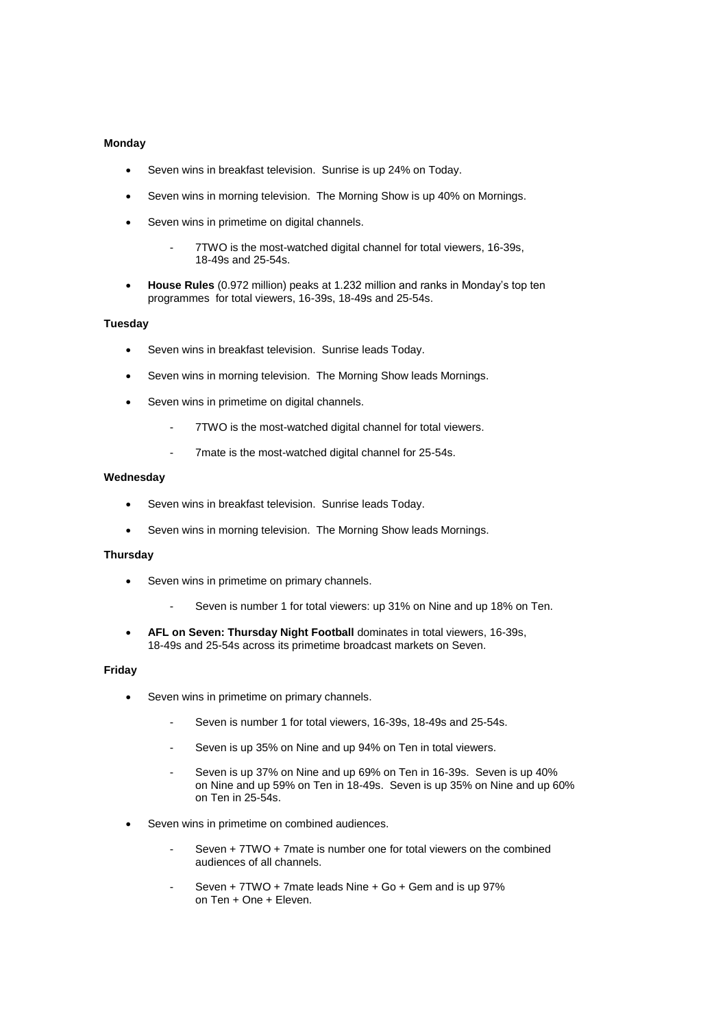**Monday**

- Seven wins in breakfast television. Sunrise is up 24% on Today.
- Seven wins in morning television. The Morning Show is up 40% on Mornings.
- Seven wins in primetime on digital channels.
  - 7TWO is the most-watched digital channel for total viewers, 16-39s, 18-49s and 25-54s.
- **House Rules** (0.972 million) peaks at 1.232 million and ranks in Monday's top ten programmes for total viewers, 16-39s, 18-49s and 25-54s.

**Tuesday**

- Seven wins in breakfast television. Sunrise leads Today.
- Seven wins in morning television. The Morning Show leads Mornings.
- Seven wins in primetime on digital channels.
  - 7TWO is the most-watched digital channel for total viewers.
  - 7mate is the most-watched digital channel for 25-54s.

**Wednesday**

- Seven wins in breakfast television. Sunrise leads Today.
- Seven wins in morning television. The Morning Show leads Mornings.

**Thursday**

- Seven wins in primetime on primary channels.
  - Seven is number 1 for total viewers: up 31% on Nine and up 18% on Ten.
- **AFL on Seven: Thursday Night Football** dominates in total viewers, 16-39s, 18-49s and 25-54s across its primetime broadcast markets on Seven.

**Friday**

- Seven wins in primetime on primary channels.
  - Seven is number 1 for total viewers, 16-39s, 18-49s and 25-54s.
  - Seven is up 35% on Nine and up 94% on Ten in total viewers.
  - Seven is up 37% on Nine and up 69% on Ten in 16-39s. Seven is up 40% on Nine and up 59% on Ten in 18-49s. Seven is up 35% on Nine and up 60% on Ten in 25-54s.
- Seven wins in primetime on combined audiences.
  - Seven + 7TWO + 7mate is number one for total viewers on the combined audiences of all channels.
  - Seven + 7TWO + 7mate leads Nine + Go + Gem and is up 97% on Ten + One + Eleven.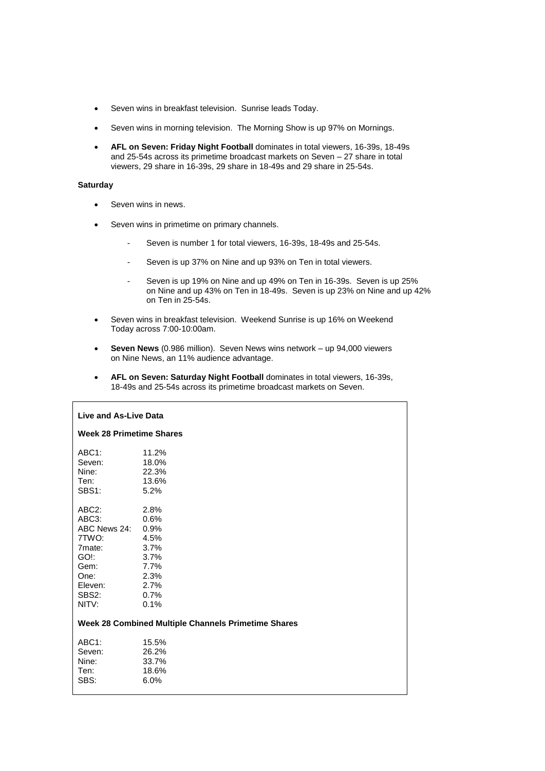- Seven wins in breakfast television. Sunrise leads Today.
- Seven wins in morning television. The Morning Show is up 97% on Mornings.
- **AFL on Seven: Friday Night Football** dominates in total viewers, 16-39s, 18-49s and 25-54s across its primetime broadcast markets on Seven – 27 share in total viewers, 29 share in 16-39s, 29 share in 18-49s and 29 share in 25-54s.

**Saturday**

- Seven wins in news.
- Seven wins in primetime on primary channels.
  - Seven is number 1 for total viewers, 16-39s, 18-49s and 25-54s.
  - Seven is up 37% on Nine and up 93% on Ten in total viewers.
  - Seven is up 19% on Nine and up 49% on Ten in 16-39s. Seven is up 25% on Nine and up 43% on Ten in 18-49s. Seven is up 23% on Nine and up 42% on Ten in 25-54s.
- Seven wins in breakfast television. Weekend Sunrise is up 16% on Weekend Today across 7:00-10:00am.
- **Seven News** (0.986 million). Seven News wins network – up 94,000 viewers on Nine News, an 11% audience advantage.
- **AFL on Seven: Saturday Night Football** dominates in total viewers, 16-39s, 18-49s and 25-54s across its primetime broadcast markets on Seven.

**Live and As-Live Data**

**Week 28 Primetime Shares**

| | |
|---|---|
| ABC1: | 11.2% |
| Seven: | 18.0% |
| Nine: | 22.3% |
| Ten: | 13.6% |
| SBS1: | 5.2% |
| ABC2: | 2.8% |
| ABC3: | 0.6% |
| ABC News 24: | 0.9% |
| 7TWO: | 4.5% |
| 7mate: | 3.7% |
| GO!: | 3.7% |
| Gem: | 7.7% |
| One: | 2.3% |
| Eleven: | 2.7% |
| SBS2: | 0.7% |
| NITV: | 0.1% |

**Week 28 Combined Multiple Channels Primetime Shares**

| | |
|---|---|
| ABC1: | 15.5% |
| Seven: | 26.2% |
| Nine: | 33.7% |
| Ten: | 18.6% |
| SBS: | 6.0% |